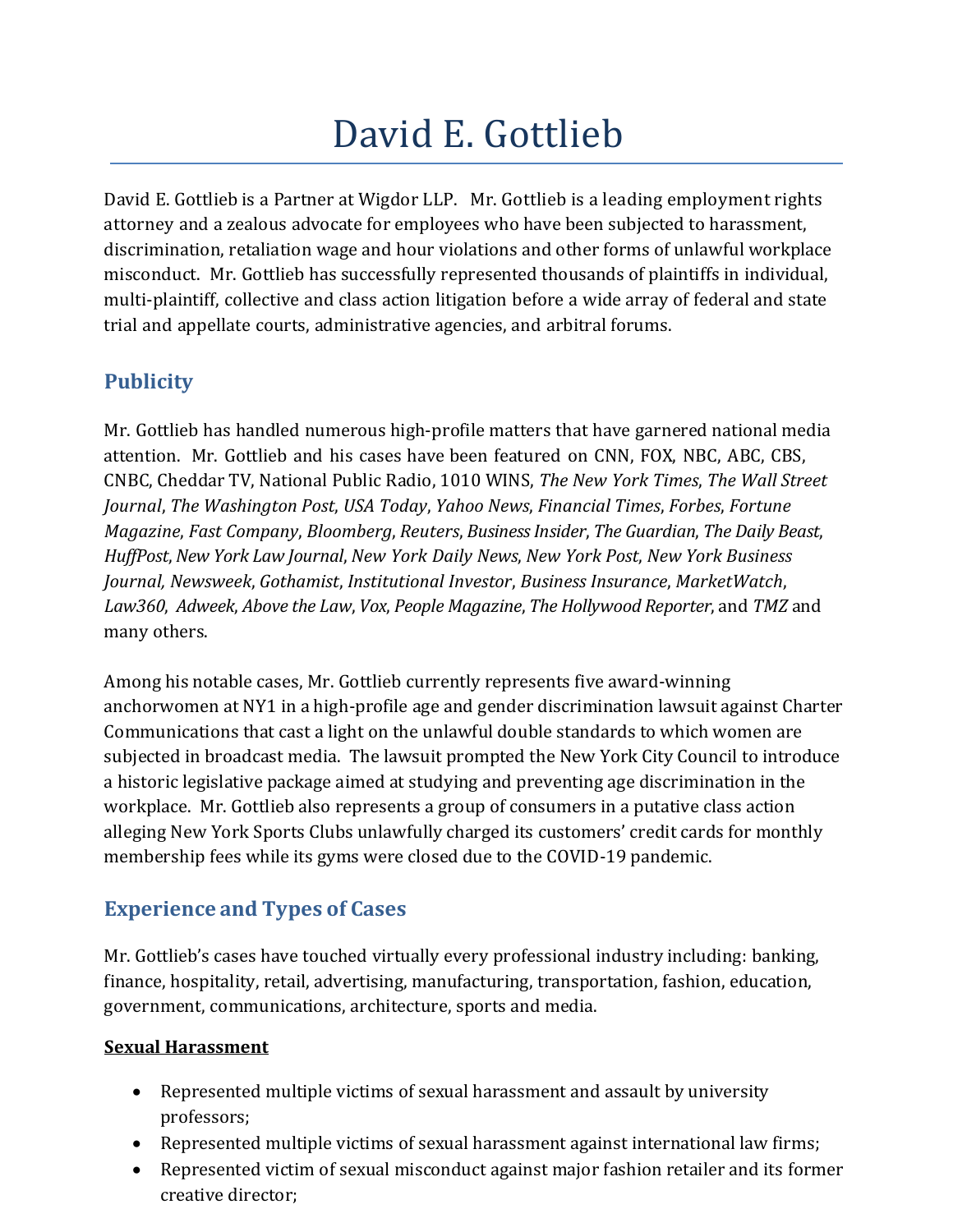# David E. Gottlieb

David E. Gottlieb is a Partner at Wigdor LLP. Mr. Gottlieb is a leading employment rights attorney and a zealous advocate for employees who have been subjected to harassment, discrimination, retaliation wage and hour violations and other forms of unlawful workplace misconduct. Mr. Gottlieb has successfully represented thousands of plaintiffs in individual, multi-plaintiff, collective and class action litigation before a wide array of federal and state trial and appellate courts, administrative agencies, and arbitral forums.

## Publicity

Mr. Gottlieb has handled numerous high-profile matters that have garnered national media attention. Mr. Gottlieb and his cases have been featured on CNN, FOX, NBC, ABC, CBS, CNBC, Cheddar TV, National Public Radio, 1010 WINS, *The New York Times*, *The Wall Street Journal*, *The Washington Post*, *USA Today*, *Yahoo News*, *Financial Times*, *Forbes*, *Fortune Magazine*, *Fast Company*, *Bloomberg*, *Reuters*, *Business Insider*, *The Guardian*, *The Daily Beast*, *HuffPost*, *New York Law Journal*, *New York Daily News*, *New York Post*, *New York Business Journal*, *Newsweek*, *Gothamist*, *Institutional Investor*, *Business Insurance*, *MarketWatch*, *Law360*, *Adweek*, *Above the Law*, *Vox*, *People Magazine*, *The Hollywood Reporter*, and *TMZ* and many others.

Among his notable cases, Mr. Gottlieb currently represents five award-winning anchorwomen at NY1 in a high-profile age and gender discrimination lawsuit against Charter Communications that cast a light on the unlawful double standards to which women are subjected in broadcast media. The lawsuit prompted the New York City Council to introduce a historic legislative package aimed at studying and preventing age discrimination in the workplace. Mr. Gottlieb also represents a group of consumers in a putative class action alleging New York Sports Clubs unlawfully charged its customers' credit cards for monthly membership fees while its gyms were closed due to the COVID-19 pandemic.

## Experience and Types of Cases

Mr. Gottlieb's cases have touched virtually every professional industry including: banking, finance, hospitality, retail, advertising, manufacturing, transportation, fashion, education, government, communications, architecture, sports and media.

**Sexual Harassment**

- Represented multiple victims of sexual harassment and assault by university professors;
- Represented multiple victims of sexual harassment against international law firms;
- Represented victim of sexual misconduct against major fashion retailer and its former creative director;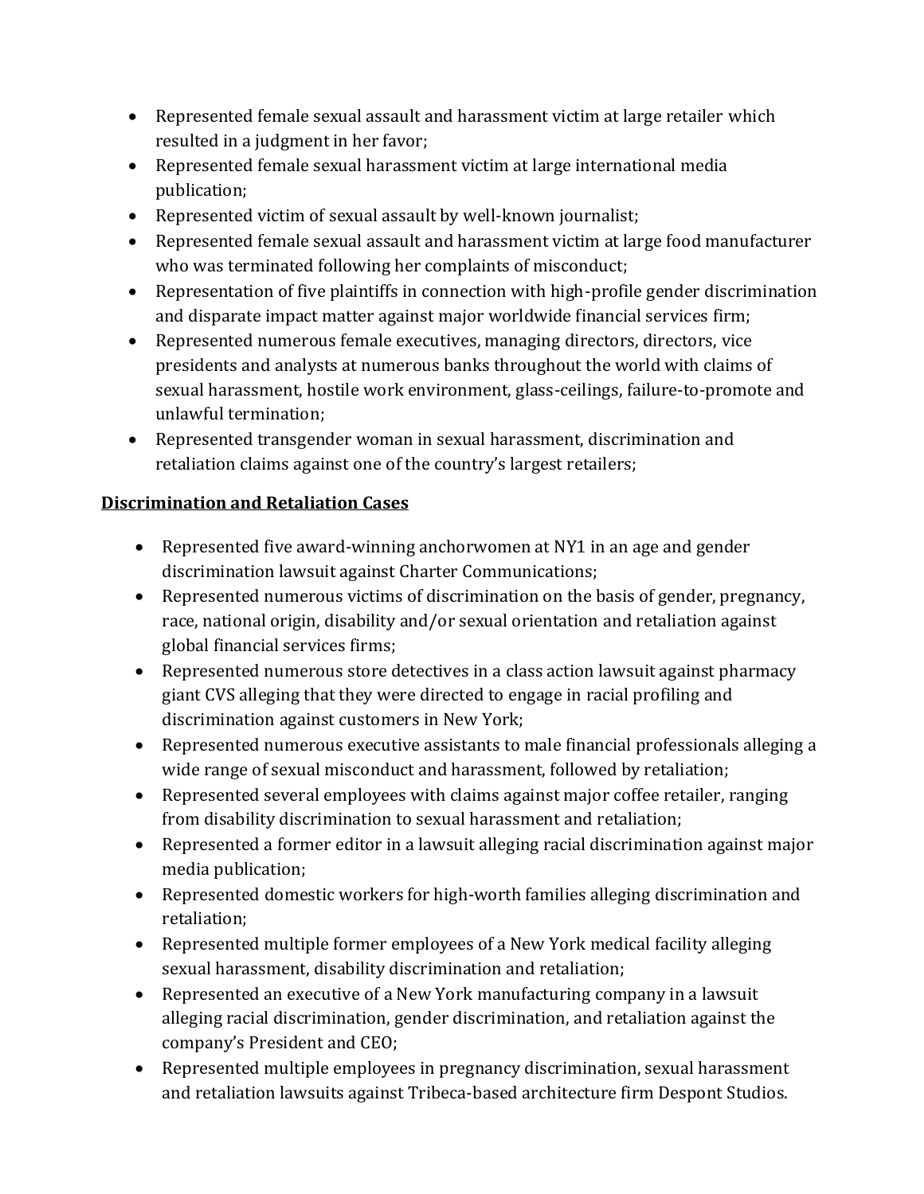- Represented female sexual assault and harassment victim at large retailer which resulted in a judgment in her favor;
- Represented female sexual harassment victim at large international media publication;
- Represented victim of sexual assault by well-known journalist;
- Represented female sexual assault and harassment victim at large food manufacturer who was terminated following her complaints of misconduct;
- Representation of five plaintiffs in connection with high-profile gender discrimination and disparate impact matter against major worldwide financial services firm;
- Represented numerous female executives, managing directors, directors, vice presidents and analysts at numerous banks throughout the world with claims of sexual harassment, hostile work environment, glass-ceilings, failure-to-promote and unlawful termination;
- Represented transgender woman in sexual harassment, discrimination and retaliation claims against one of the country's largest retailers;

**<u>Discrimination and Retaliation Cases</u>**

- Represented five award-winning anchorwomen at NY1 in an age and gender discrimination lawsuit against Charter Communications;
- Represented numerous victims of discrimination on the basis of gender, pregnancy, race, national origin, disability and/or sexual orientation and retaliation against global financial services firms;
- Represented numerous store detectives in a class action lawsuit against pharmacy giant CVS alleging that they were directed to engage in racial profiling and discrimination against customers in New York;
- Represented numerous executive assistants to male financial professionals alleging a wide range of sexual misconduct and harassment, followed by retaliation;
- Represented several employees with claims against major coffee retailer, ranging from disability discrimination to sexual harassment and retaliation;
- Represented a former editor in a lawsuit alleging racial discrimination against major media publication;
- Represented domestic workers for high-worth families alleging discrimination and retaliation;
- Represented multiple former employees of a New York medical facility alleging sexual harassment, disability discrimination and retaliation;
- Represented an executive of a New York manufacturing company in a lawsuit alleging racial discrimination, gender discrimination, and retaliation against the company's President and CEO;
- Represented multiple employees in pregnancy discrimination, sexual harassment and retaliation lawsuits against Tribeca-based architecture firm Despont Studios.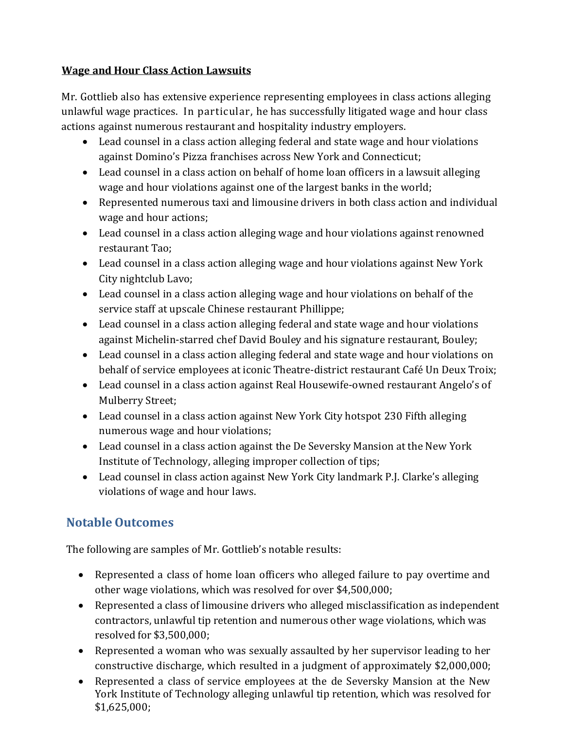**Wage and Hour Class Action Lawsuits**

Mr. Gottlieb also has extensive experience representing employees in class actions alleging unlawful wage practices. In particular, he has successfully litigated wage and hour class actions against numerous restaurant and hospitality industry employers.

- Lead counsel in a class action alleging federal and state wage and hour violations against Domino's Pizza franchises across New York and Connecticut;
- Lead counsel in a class action on behalf of home loan officers in a lawsuit alleging wage and hour violations against one of the largest banks in the world;
- Represented numerous taxi and limousine drivers in both class action and individual wage and hour actions;
- Lead counsel in a class action alleging wage and hour violations against renowned restaurant Tao;
- Lead counsel in a class action alleging wage and hour violations against New York City nightclub Lavo;
- Lead counsel in a class action alleging wage and hour violations on behalf of the service staff at upscale Chinese restaurant Phillippe;
- Lead counsel in a class action alleging federal and state wage and hour violations against Michelin-starred chef David Bouley and his signature restaurant, Bouley;
- Lead counsel in a class action alleging federal and state wage and hour violations on behalf of service employees at iconic Theatre-district restaurant Café Un Deux Troix;
- Lead counsel in a class action against Real Housewife-owned restaurant Angelo's of Mulberry Street;
- Lead counsel in a class action against New York City hotspot 230 Fifth alleging numerous wage and hour violations;
- Lead counsel in a class action against the De Seversky Mansion at the New York Institute of Technology, alleging improper collection of tips;
- Lead counsel in class action against New York City landmark P.J. Clarke's alleging violations of wage and hour laws.

## Notable Outcomes

The following are samples of Mr. Gottlieb's notable results:

- Represented a class of home loan officers who alleged failure to pay overtime and other wage violations, which was resolved for over $4,500,000;
- Represented a class of limousine drivers who alleged misclassification as independent contractors, unlawful tip retention and numerous other wage violations, which was resolved for $3,500,000;
- Represented a woman who was sexually assaulted by her supervisor leading to her constructive discharge, which resulted in a judgment of approximately $2,000,000;
- Represented a class of service employees at the de Seversky Mansion at the New York Institute of Technology alleging unlawful tip retention, which was resolved for $1,625,000;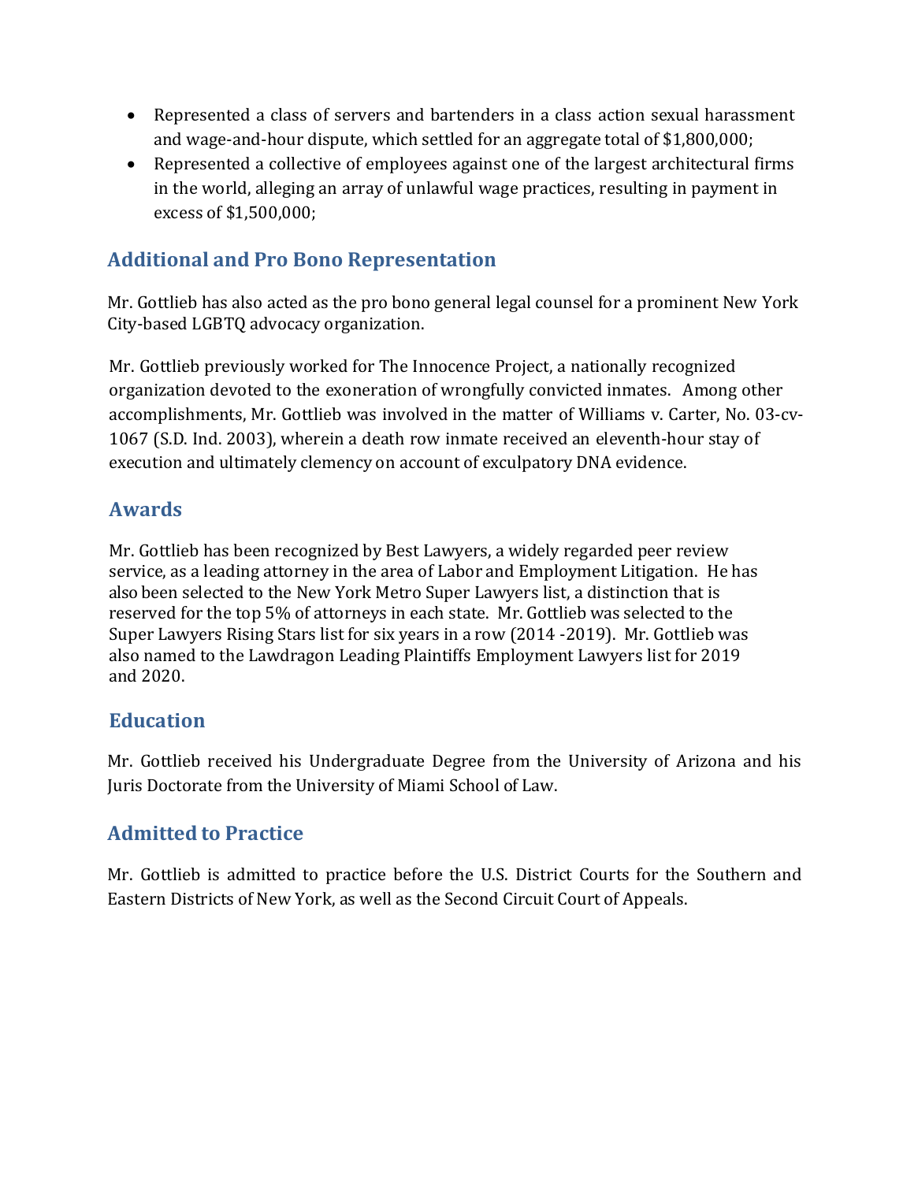- Represented a class of servers and bartenders in a class action sexual harassment and wage-and-hour dispute, which settled for an aggregate total of $1,800,000;
- Represented a collective of employees against one of the largest architectural firms in the world, alleging an array of unlawful wage practices, resulting in payment in excess of $1,500,000;

## Additional and Pro Bono Representation

Mr. Gottlieb has also acted as the pro bono general legal counsel for a prominent New York City-based LGBTQ advocacy organization.

Mr. Gottlieb previously worked for The Innocence Project, a nationally recognized organization devoted to the exoneration of wrongfully convicted inmates. Among other accomplishments, Mr. Gottlieb was involved in the matter of Williams v. Carter, No. 03-cv-1067 (S.D. Ind. 2003), wherein a death row inmate received an eleventh-hour stay of execution and ultimately clemency on account of exculpatory DNA evidence.

## Awards

Mr. Gottlieb has been recognized by Best Lawyers, a widely regarded peer review service, as a leading attorney in the area of Labor and Employment Litigation. He has also been selected to the New York Metro Super Lawyers list, a distinction that is reserved for the top 5% of attorneys in each state. Mr. Gottlieb was selected to the Super Lawyers Rising Stars list for six years in a row (2014 -2019). Mr. Gottlieb was also named to the Lawdragon Leading Plaintiffs Employment Lawyers list for 2019 and 2020.

## Education

Mr. Gottlieb received his Undergraduate Degree from the University of Arizona and his Juris Doctorate from the University of Miami School of Law.

## Admitted to Practice

Mr. Gottlieb is admitted to practice before the U.S. District Courts for the Southern and Eastern Districts of New York, as well as the Second Circuit Court of Appeals.